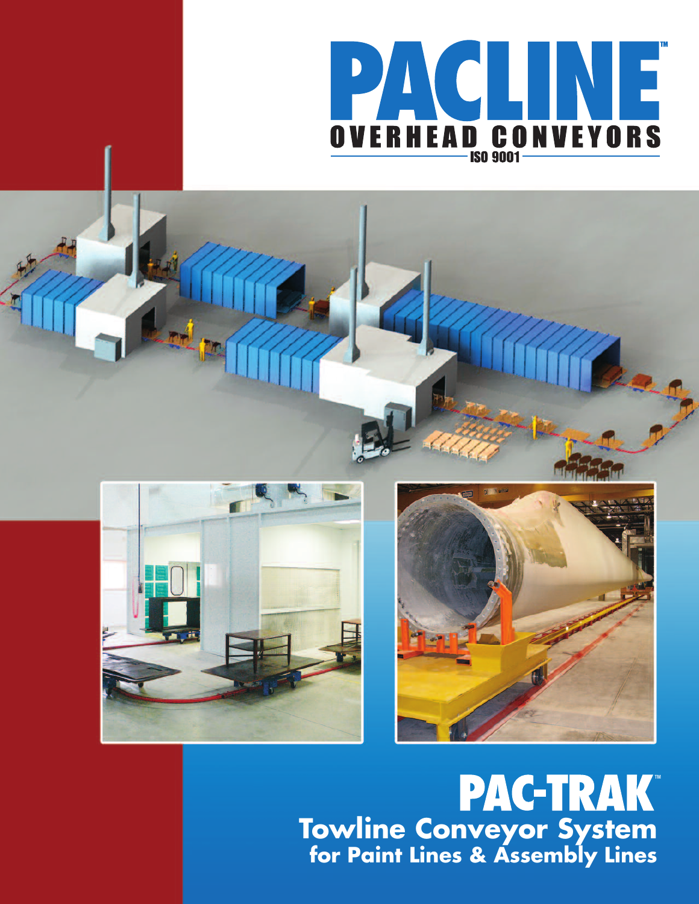# PACLINE™

## OVERHEAD CONVEYORS

ISO 9001

# PAC-TRAK™

## Towline Conveyor System

### for Paint Lines & Assembly Lines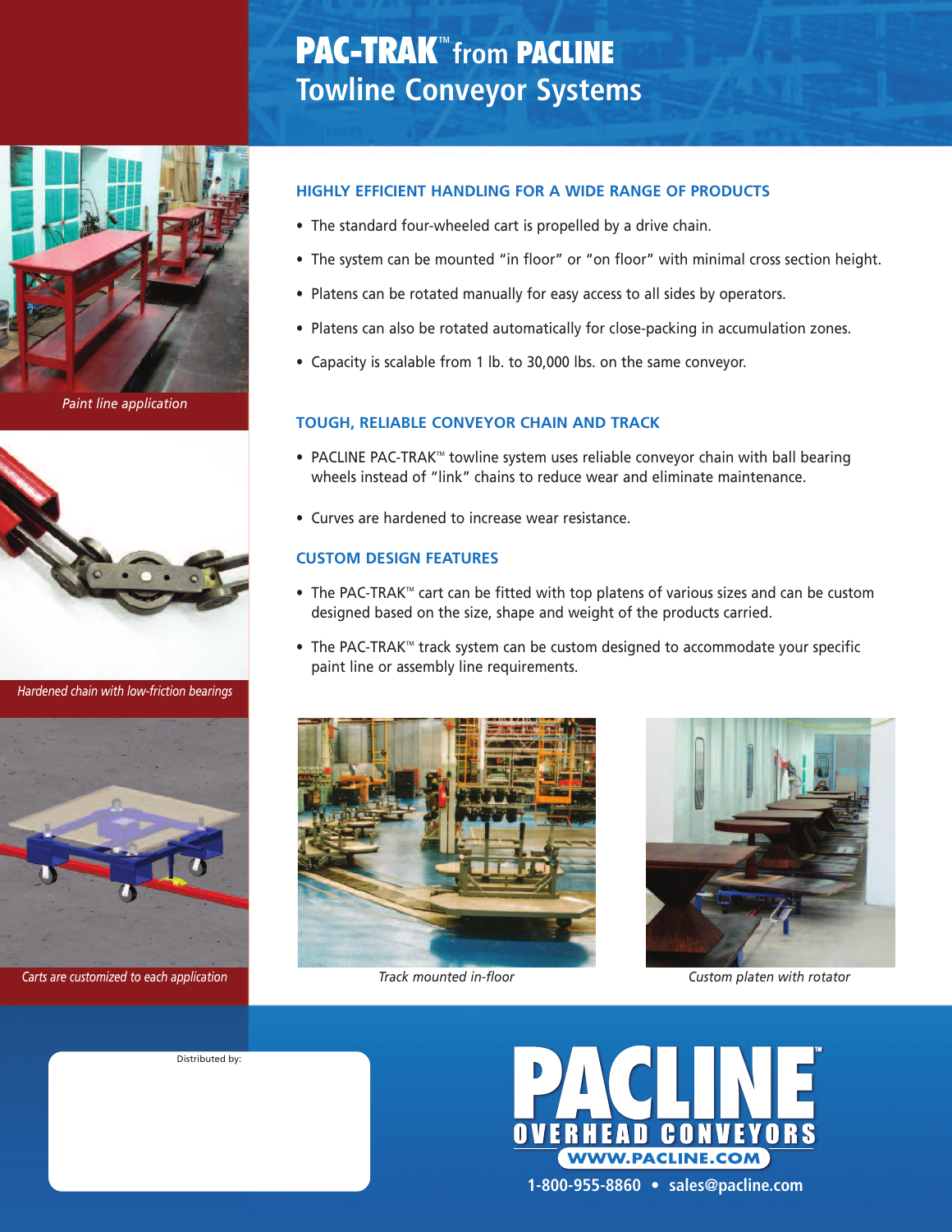# PAC-TRAK™ from PACLINE
## Towline Conveyor Systems

Paint line application

Hardened chain with low-friction bearings

Carts are customized to each application

### HIGHLY EFFICIENT HANDLING FOR A WIDE RANGE OF PRODUCTS

- The standard four-wheeled cart is propelled by a drive chain.
- The system can be mounted "in floor" or "on floor" with minimal cross section height.
- Platens can be rotated manually for easy access to all sides by operators.
- Platens can also be rotated automatically for close-packing in accumulation zones.
- Capacity is scalable from 1 lb. to 30,000 lbs. on the same conveyor.

### TOUGH, RELIABLE CONVEYOR CHAIN AND TRACK

- PACLINE PAC-TRAK™ towline system uses reliable conveyor chain with ball bearing wheels instead of "link" chains to reduce wear and eliminate maintenance.
- Curves are hardened to increase wear resistance.

### CUSTOM DESIGN FEATURES

- The PAC-TRAK™ cart can be fitted with top platens of various sizes and can be custom designed based on the size, shape and weight of the products carried.
- The PAC-TRAK™ track system can be custom designed to accommodate your specific paint line or assembly line requirements.

Track mounted in-floor

Custom platen with rotator

Distributed by:

PACLINE™
OVERHEAD CONVEYORS
WWW.PACLINE.COM

1-800-955-8860 • sales@pacline.com